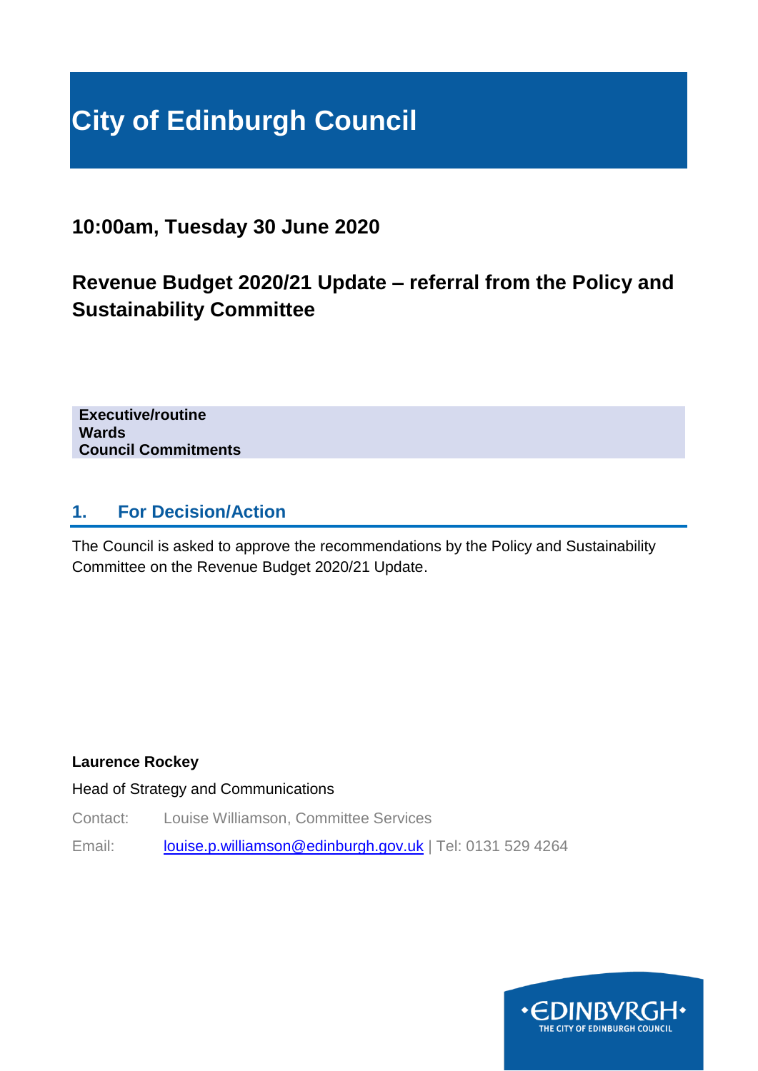# City of Edinburgh Council

## 10:00am, Tuesday 30 June 2020

## Revenue Budget 2020/21 Update – referral from the Policy and Sustainability Committee

**Executive/routine**
**Wards**
**Council Commitments**

## 1. For Decision/Action

The Council is asked to approve the recommendations by the Policy and Sustainability Committee on the Revenue Budget 2020/21 Update.

**Laurence Rockey**

Head of Strategy and Communications

Contact: Louise Williamson, Committee Services

Email: louise.p.williamson@edinburgh.gov.uk | Tel: 0131 529 4264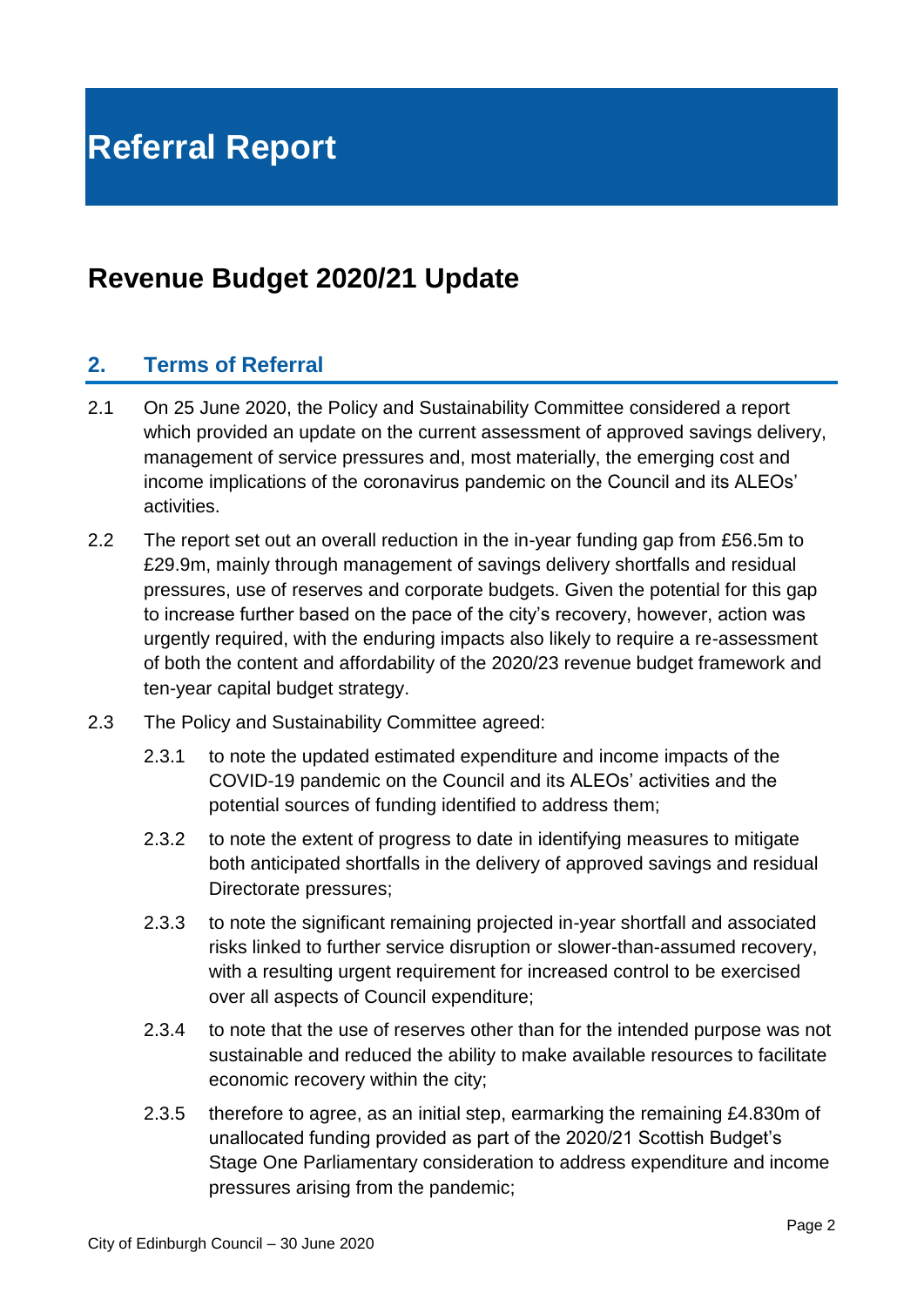# Referral Report

## Revenue Budget 2020/21 Update

### 2. Terms of Referral

2.1 On 25 June 2020, the Policy and Sustainability Committee considered a report which provided an update on the current assessment of approved savings delivery, management of service pressures and, most materially, the emerging cost and income implications of the coronavirus pandemic on the Council and its ALEOs' activities.

2.2 The report set out an overall reduction in the in-year funding gap from £56.5m to £29.9m, mainly through management of savings delivery shortfalls and residual pressures, use of reserves and corporate budgets. Given the potential for this gap to increase further based on the pace of the city's recovery, however, action was urgently required, with the enduring impacts also likely to require a re-assessment of both the content and affordability of the 2020/23 revenue budget framework and ten-year capital budget strategy.

2.3 The Policy and Sustainability Committee agreed:

2.3.1 to note the updated estimated expenditure and income impacts of the COVID-19 pandemic on the Council and its ALEOs' activities and the potential sources of funding identified to address them;

2.3.2 to note the extent of progress to date in identifying measures to mitigate both anticipated shortfalls in the delivery of approved savings and residual Directorate pressures;

2.3.3 to note the significant remaining projected in-year shortfall and associated risks linked to further service disruption or slower-than-assumed recovery, with a resulting urgent requirement for increased control to be exercised over all aspects of Council expenditure;

2.3.4 to note that the use of reserves other than for the intended purpose was not sustainable and reduced the ability to make available resources to facilitate economic recovery within the city;

2.3.5 therefore to agree, as an initial step, earmarking the remaining £4.830m of unallocated funding provided as part of the 2020/21 Scottish Budget's Stage One Parliamentary consideration to address expenditure and income pressures arising from the pandemic;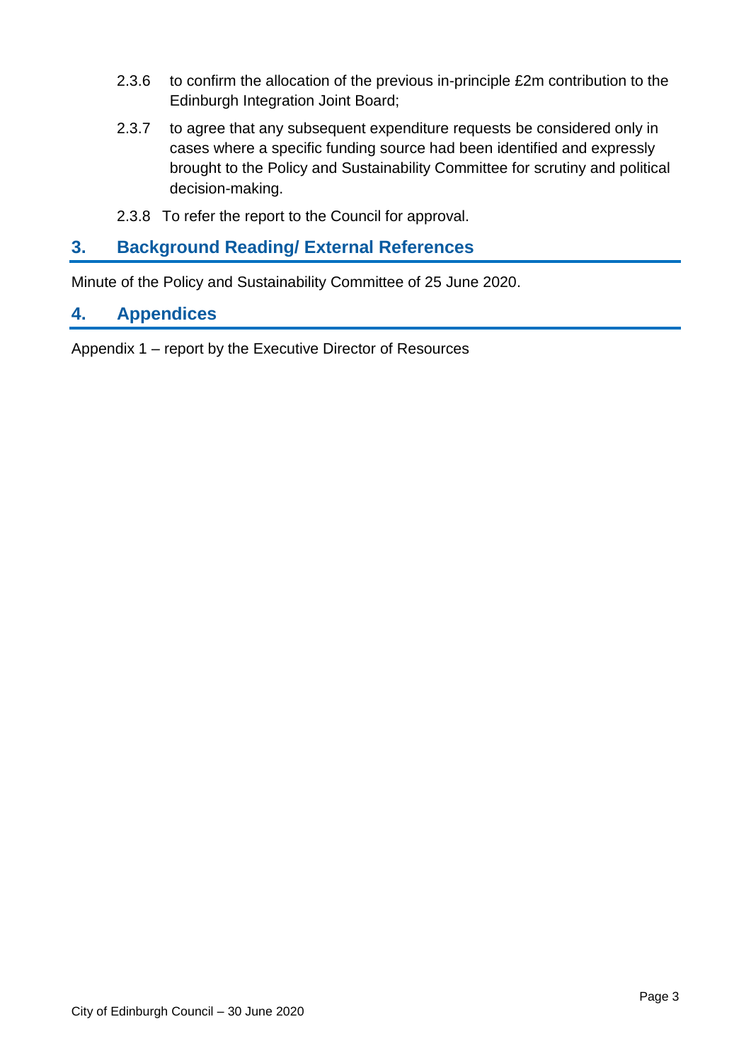2.3.6 to confirm the allocation of the previous in-principle £2m contribution to the Edinburgh Integration Joint Board;

2.3.7 to agree that any subsequent expenditure requests be considered only in cases where a specific funding source had been identified and expressly brought to the Policy and Sustainability Committee for scrutiny and political decision-making.

2.3.8 To refer the report to the Council for approval.

## 3. Background Reading/ External References

Minute of the Policy and Sustainability Committee of 25 June 2020.

## 4. Appendices

Appendix 1 – report by the Executive Director of Resources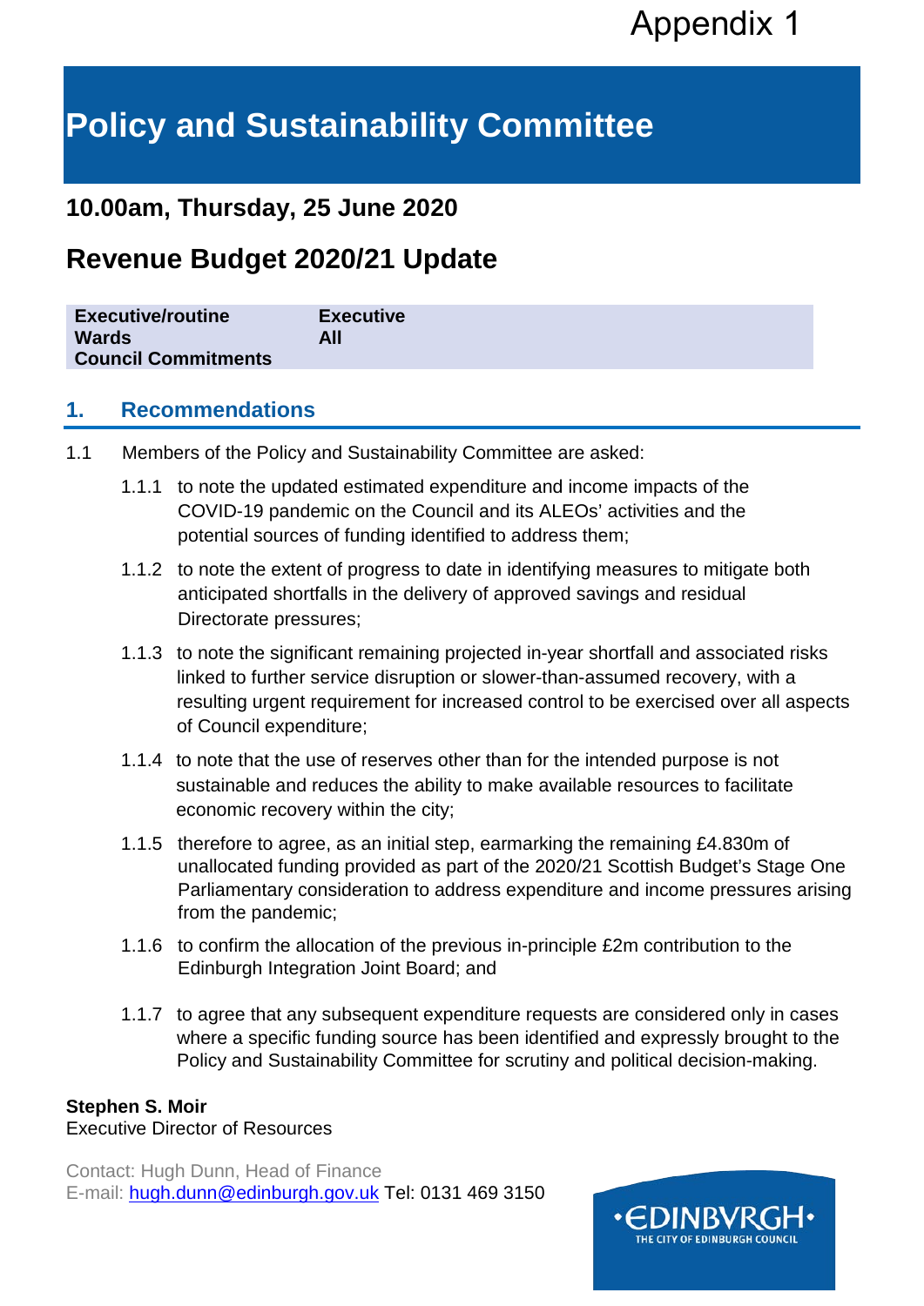Appendix 1

# Policy and Sustainability Committee

## 10.00am, Thursday, 25 June 2020

## Revenue Budget 2020/21 Update

| | |
|---|---|
| **Executive/routine** | **Executive** |
| **Wards** | **All** |
| **Council Commitments** | |

## 1. Recommendations

1.1 Members of the Policy and Sustainability Committee are asked:

1.1.1 to note the updated estimated expenditure and income impacts of the COVID-19 pandemic on the Council and its ALEOs' activities and the potential sources of funding identified to address them;

1.1.2 to note the extent of progress to date in identifying measures to mitigate both anticipated shortfalls in the delivery of approved savings and residual Directorate pressures;

1.1.3 to note the significant remaining projected in-year shortfall and associated risks linked to further service disruption or slower-than-assumed recovery, with a resulting urgent requirement for increased control to be exercised over all aspects of Council expenditure;

1.1.4 to note that the use of reserves other than for the intended purpose is not sustainable and reduces the ability to make available resources to facilitate economic recovery within the city;

1.1.5 therefore to agree, as an initial step, earmarking the remaining £4.830m of unallocated funding provided as part of the 2020/21 Scottish Budget's Stage One Parliamentary consideration to address expenditure and income pressures arising from the pandemic;

1.1.6 to confirm the allocation of the previous in-principle £2m contribution to the Edinburgh Integration Joint Board; and

1.1.7 to agree that any subsequent expenditure requests are considered only in cases where a specific funding source has been identified and expressly brought to the Policy and Sustainability Committee for scrutiny and political decision-making.

**Stephen S. Moir**
Executive Director of Resources

Contact: Hugh Dunn, Head of Finance
E-mail: hugh.dunn@edinburgh.gov.uk Tel: 0131 469 3150

•EDINBVRGH•
THE CITY OF EDINBURGH COUNCIL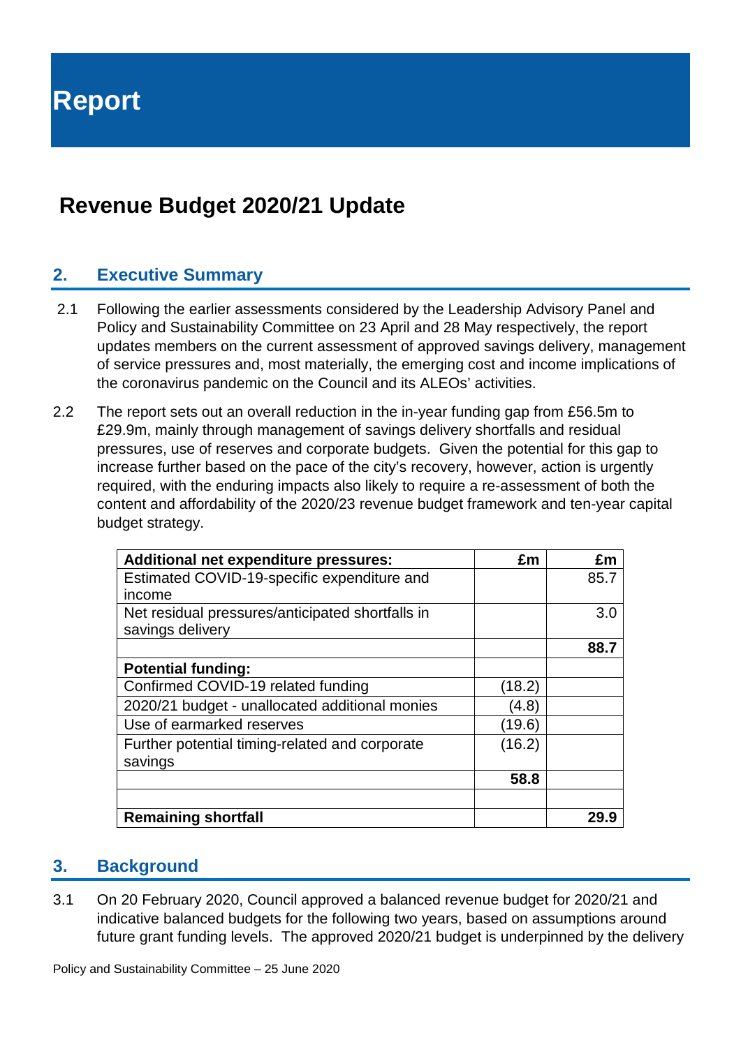# Report

## Revenue Budget 2020/21 Update

### 2. Executive Summary

2.1 Following the earlier assessments considered by the Leadership Advisory Panel and Policy and Sustainability Committee on 23 April and 28 May respectively, the report updates members on the current assessment of approved savings delivery, management of service pressures and, most materially, the emerging cost and income implications of the coronavirus pandemic on the Council and its ALEOs' activities.

2.2 The report sets out an overall reduction in the in-year funding gap from £56.5m to £29.9m, mainly through management of savings delivery shortfalls and residual pressures, use of reserves and corporate budgets. Given the potential for this gap to increase further based on the pace of the city's recovery, however, action is urgently required, with the enduring impacts also likely to require a re-assessment of both the content and affordability of the 2020/23 revenue budget framework and ten-year capital budget strategy.

| **Additional net expenditure pressures:** | **£m** | **£m** |
|---|---|---|
| Estimated COVID-19-specific expenditure and income | | 85.7 |
| Net residual pressures/anticipated shortfalls in savings delivery | | 3.0 |
| | | **88.7** |
| **Potential funding:** | | |
| Confirmed COVID-19 related funding | (18.2) | |
| 2020/21 budget - unallocated additional monies | (4.8) | |
| Use of earmarked reserves | (19.6) | |
| Further potential timing-related and corporate savings | (16.2) | |
| | **58.8** | |
| | | |
| **Remaining shortfall** | | **29.9** |

### 3. Background

3.1 On 20 February 2020, Council approved a balanced revenue budget for 2020/21 and indicative balanced budgets for the following two years, based on assumptions around future grant funding levels. The approved 2020/21 budget is underpinned by the delivery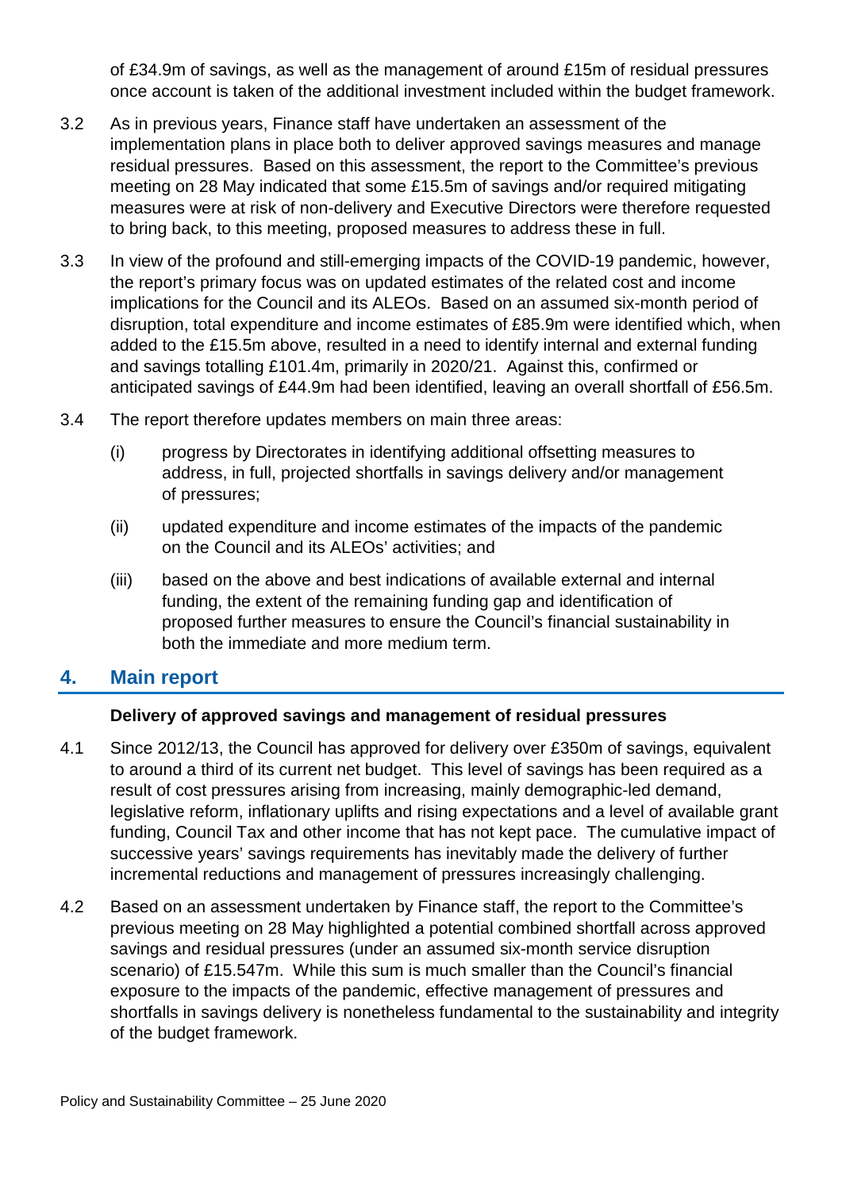of £34.9m of savings, as well as the management of around £15m of residual pressures once account is taken of the additional investment included within the budget framework.

3.2 As in previous years, Finance staff have undertaken an assessment of the implementation plans in place both to deliver approved savings measures and manage residual pressures. Based on this assessment, the report to the Committee's previous meeting on 28 May indicated that some £15.5m of savings and/or required mitigating measures were at risk of non-delivery and Executive Directors were therefore requested to bring back, to this meeting, proposed measures to address these in full.

3.3 In view of the profound and still-emerging impacts of the COVID-19 pandemic, however, the report's primary focus was on updated estimates of the related cost and income implications for the Council and its ALEOs. Based on an assumed six-month period of disruption, total expenditure and income estimates of £85.9m were identified which, when added to the £15.5m above, resulted in a need to identify internal and external funding and savings totalling £101.4m, primarily in 2020/21. Against this, confirmed or anticipated savings of £44.9m had been identified, leaving an overall shortfall of £56.5m.

3.4 The report therefore updates members on main three areas:

(i) progress by Directorates in identifying additional offsetting measures to address, in full, projected shortfalls in savings delivery and/or management of pressures;

(ii) updated expenditure and income estimates of the impacts of the pandemic on the Council and its ALEOs' activities; and

(iii) based on the above and best indications of available external and internal funding, the extent of the remaining funding gap and identification of proposed further measures to ensure the Council's financial sustainability in both the immediate and more medium term.

## 4. Main report

**Delivery of approved savings and management of residual pressures**

4.1 Since 2012/13, the Council has approved for delivery over £350m of savings, equivalent to around a third of its current net budget. This level of savings has been required as a result of cost pressures arising from increasing, mainly demographic-led demand, legislative reform, inflationary uplifts and rising expectations and a level of available grant funding, Council Tax and other income that has not kept pace. The cumulative impact of successive years' savings requirements has inevitably made the delivery of further incremental reductions and management of pressures increasingly challenging.

4.2 Based on an assessment undertaken by Finance staff, the report to the Committee's previous meeting on 28 May highlighted a potential combined shortfall across approved savings and residual pressures (under an assumed six-month service disruption scenario) of £15.547m. While this sum is much smaller than the Council's financial exposure to the impacts of the pandemic, effective management of pressures and shortfalls in savings delivery is nonetheless fundamental to the sustainability and integrity of the budget framework.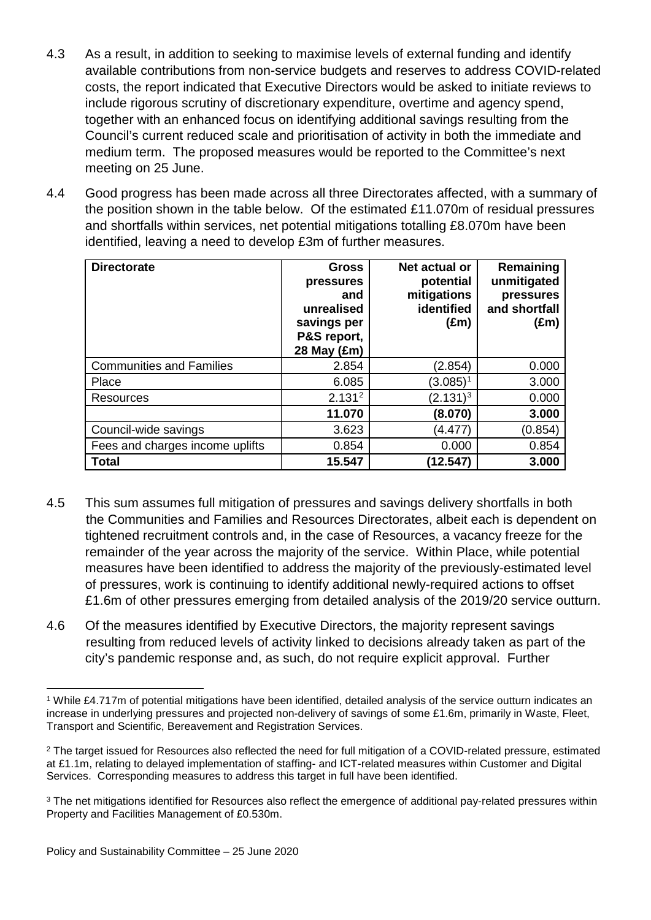4.3 As a result, in addition to seeking to maximise levels of external funding and identify available contributions from non-service budgets and reserves to address COVID-related costs, the report indicated that Executive Directors would be asked to initiate reviews to include rigorous scrutiny of discretionary expenditure, overtime and agency spend, together with an enhanced focus on identifying additional savings resulting from the Council's current reduced scale and prioritisation of activity in both the immediate and medium term. The proposed measures would be reported to the Committee's next meeting on 25 June.

4.4 Good progress has been made across all three Directorates affected, with a summary of the position shown in the table below. Of the estimated £11.070m of residual pressures and shortfalls within services, net potential mitigations totalling £8.070m have been identified, leaving a need to develop £3m of further measures.

| Directorate | Gross pressures and unrealised savings per P&S report, 28 May (£m) | Net actual or potential mitigations identified (£m) | Remaining unmitigated pressures and shortfall (£m) |
|---|---|---|---|
| Communities and Families | 2.854 | (2.854) | 0.000 |
| Place | 6.085 | (3.085)[1] | 3.000 |
| Resources | 2.131[2] | (2.131)[3] | 0.000 |
| | **11.070** | **(8.070)** | **3.000** |
| Council-wide savings | 3.623 | (4.477) | (0.854) |
| Fees and charges income uplifts | 0.854 | 0.000 | 0.854 |
| **Total** | **15.547** | **(12.547)** | **3.000** |

4.5 This sum assumes full mitigation of pressures and savings delivery shortfalls in both the Communities and Families and Resources Directorates, albeit each is dependent on tightened recruitment controls and, in the case of Resources, a vacancy freeze for the remainder of the year across the majority of the service. Within Place, while potential measures have been identified to address the majority of the previously-estimated level of pressures, work is continuing to identify additional newly-required actions to offset £1.6m of other pressures emerging from detailed analysis of the 2019/20 service outturn.

4.6 Of the measures identified by Executive Directors, the majority represent savings resulting from reduced levels of activity linked to decisions already taken as part of the city's pandemic response and, as such, do not require explicit approval. Further

---

[1] While £4.717m of potential mitigations have been identified, detailed analysis of the service outturn indicates an increase in underlying pressures and projected non-delivery of savings of some £1.6m, primarily in Waste, Fleet, Transport and Scientific, Bereavement and Registration Services.

[2] The target issued for Resources also reflected the need for full mitigation of a COVID-related pressure, estimated at £1.1m, relating to delayed implementation of staffing- and ICT-related measures within Customer and Digital Services. Corresponding measures to address this target in full have been identified.

[3] The net mitigations identified for Resources also reflect the emergence of additional pay-related pressures within Property and Facilities Management of £0.530m.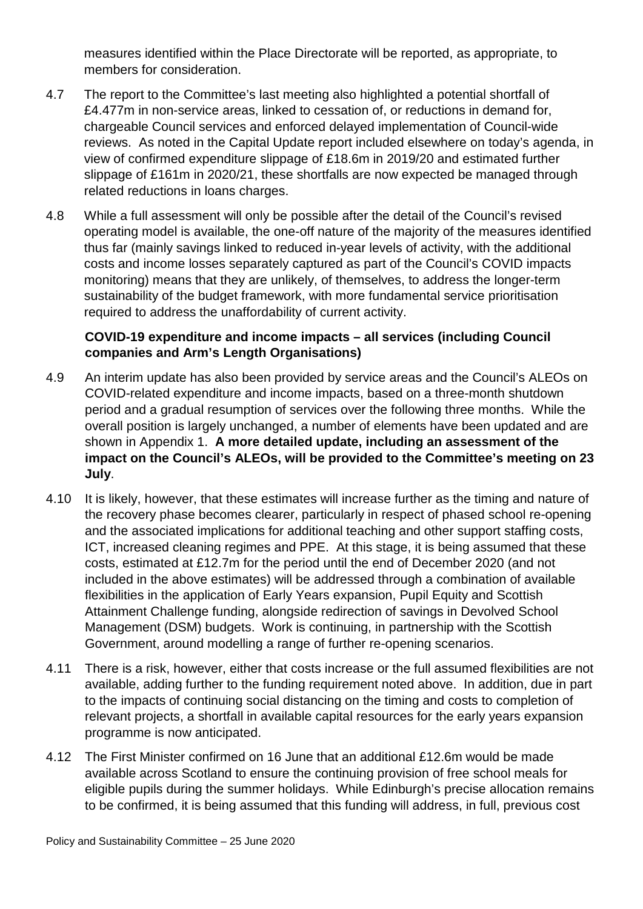measures identified within the Place Directorate will be reported, as appropriate, to members for consideration.

4.7 The report to the Committee's last meeting also highlighted a potential shortfall of £4.477m in non-service areas, linked to cessation of, or reductions in demand for, chargeable Council services and enforced delayed implementation of Council-wide reviews. As noted in the Capital Update report included elsewhere on today's agenda, in view of confirmed expenditure slippage of £18.6m in 2019/20 and estimated further slippage of £161m in 2020/21, these shortfalls are now expected be managed through related reductions in loans charges.

4.8 While a full assessment will only be possible after the detail of the Council's revised operating model is available, the one-off nature of the majority of the measures identified thus far (mainly savings linked to reduced in-year levels of activity, with the additional costs and income losses separately captured as part of the Council's COVID impacts monitoring) means that they are unlikely, of themselves, to address the longer-term sustainability of the budget framework, with more fundamental service prioritisation required to address the unaffordability of current activity.

**COVID-19 expenditure and income impacts – all services (including Council companies and Arm's Length Organisations)**

4.9 An interim update has also been provided by service areas and the Council's ALEOs on COVID-related expenditure and income impacts, based on a three-month shutdown period and a gradual resumption of services over the following three months. While the overall position is largely unchanged, a number of elements have been updated and are shown in Appendix 1. **A more detailed update, including an assessment of the impact on the Council's ALEOs, will be provided to the Committee's meeting on 23 July**.

4.10 It is likely, however, that these estimates will increase further as the timing and nature of the recovery phase becomes clearer, particularly in respect of phased school re-opening and the associated implications for additional teaching and other support staffing costs, ICT, increased cleaning regimes and PPE. At this stage, it is being assumed that these costs, estimated at £12.7m for the period until the end of December 2020 (and not included in the above estimates) will be addressed through a combination of available flexibilities in the application of Early Years expansion, Pupil Equity and Scottish Attainment Challenge funding, alongside redirection of savings in Devolved School Management (DSM) budgets. Work is continuing, in partnership with the Scottish Government, around modelling a range of further re-opening scenarios.

4.11 There is a risk, however, either that costs increase or the full assumed flexibilities are not available, adding further to the funding requirement noted above. In addition, due in part to the impacts of continuing social distancing on the timing and costs to completion of relevant projects, a shortfall in available capital resources for the early years expansion programme is now anticipated.

4.12 The First Minister confirmed on 16 June that an additional £12.6m would be made available across Scotland to ensure the continuing provision of free school meals for eligible pupils during the summer holidays. While Edinburgh's precise allocation remains to be confirmed, it is being assumed that this funding will address, in full, previous cost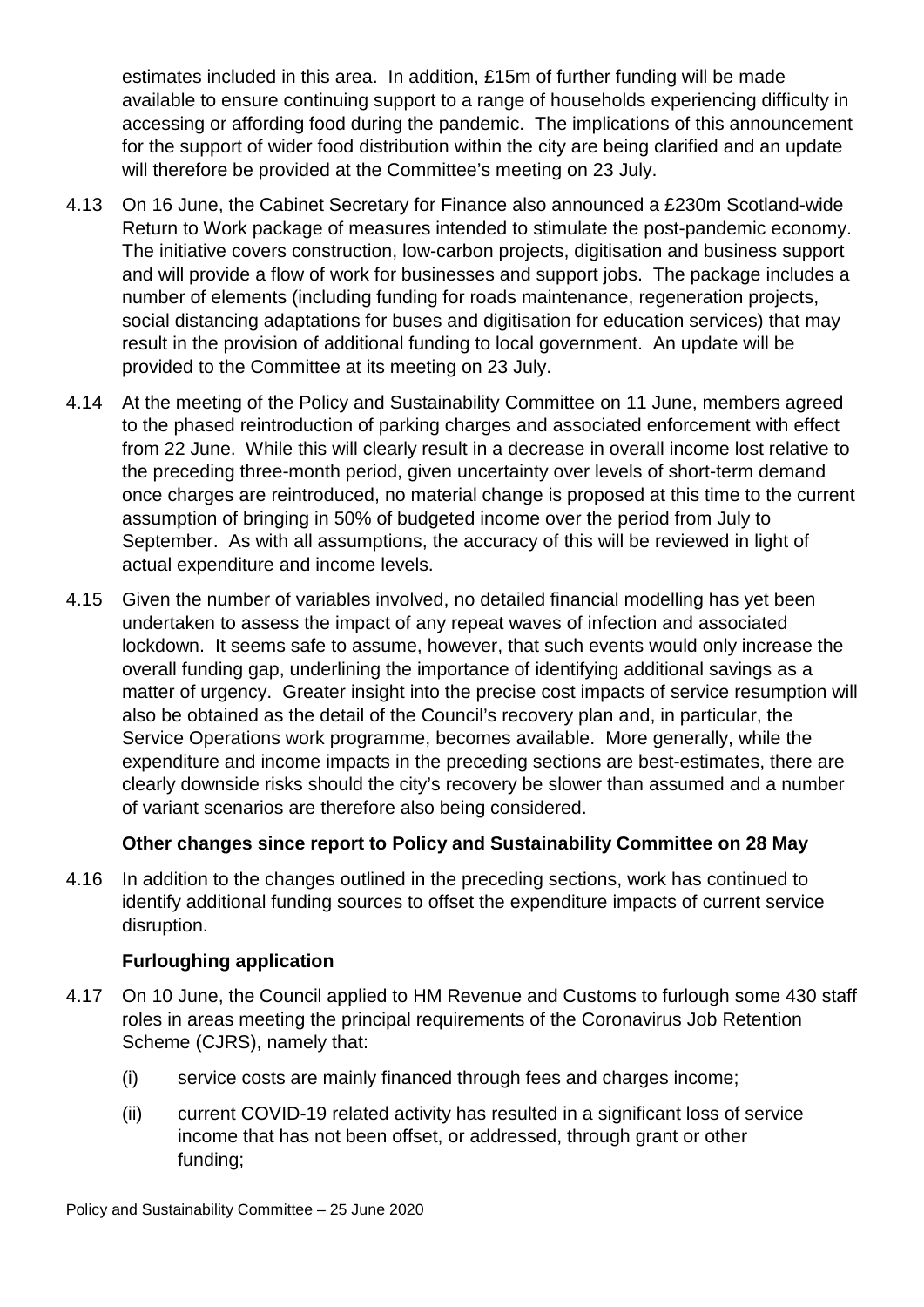estimates included in this area. In addition, £15m of further funding will be made available to ensure continuing support to a range of households experiencing difficulty in accessing or affording food during the pandemic. The implications of this announcement for the support of wider food distribution within the city are being clarified and an update will therefore be provided at the Committee's meeting on 23 July.

4.13 On 16 June, the Cabinet Secretary for Finance also announced a £230m Scotland-wide Return to Work package of measures intended to stimulate the post-pandemic economy. The initiative covers construction, low-carbon projects, digitisation and business support and will provide a flow of work for businesses and support jobs. The package includes a number of elements (including funding for roads maintenance, regeneration projects, social distancing adaptations for buses and digitisation for education services) that may result in the provision of additional funding to local government. An update will be provided to the Committee at its meeting on 23 July.

4.14 At the meeting of the Policy and Sustainability Committee on 11 June, members agreed to the phased reintroduction of parking charges and associated enforcement with effect from 22 June. While this will clearly result in a decrease in overall income lost relative to the preceding three-month period, given uncertainty over levels of short-term demand once charges are reintroduced, no material change is proposed at this time to the current assumption of bringing in 50% of budgeted income over the period from July to September. As with all assumptions, the accuracy of this will be reviewed in light of actual expenditure and income levels.

4.15 Given the number of variables involved, no detailed financial modelling has yet been undertaken to assess the impact of any repeat waves of infection and associated lockdown. It seems safe to assume, however, that such events would only increase the overall funding gap, underlining the importance of identifying additional savings as a matter of urgency. Greater insight into the precise cost impacts of service resumption will also be obtained as the detail of the Council's recovery plan and, in particular, the Service Operations work programme, becomes available. More generally, while the expenditure and income impacts in the preceding sections are best-estimates, there are clearly downside risks should the city's recovery be slower than assumed and a number of variant scenarios are therefore also being considered.

**Other changes since report to Policy and Sustainability Committee on 28 May**

4.16 In addition to the changes outlined in the preceding sections, work has continued to identify additional funding sources to offset the expenditure impacts of current service disruption.

**Furloughing application**

4.17 On 10 June, the Council applied to HM Revenue and Customs to furlough some 430 staff roles in areas meeting the principal requirements of the Coronavirus Job Retention Scheme (CJRS), namely that:

(i) service costs are mainly financed through fees and charges income;

(ii) current COVID-19 related activity has resulted in a significant loss of service income that has not been offset, or addressed, through grant or other funding;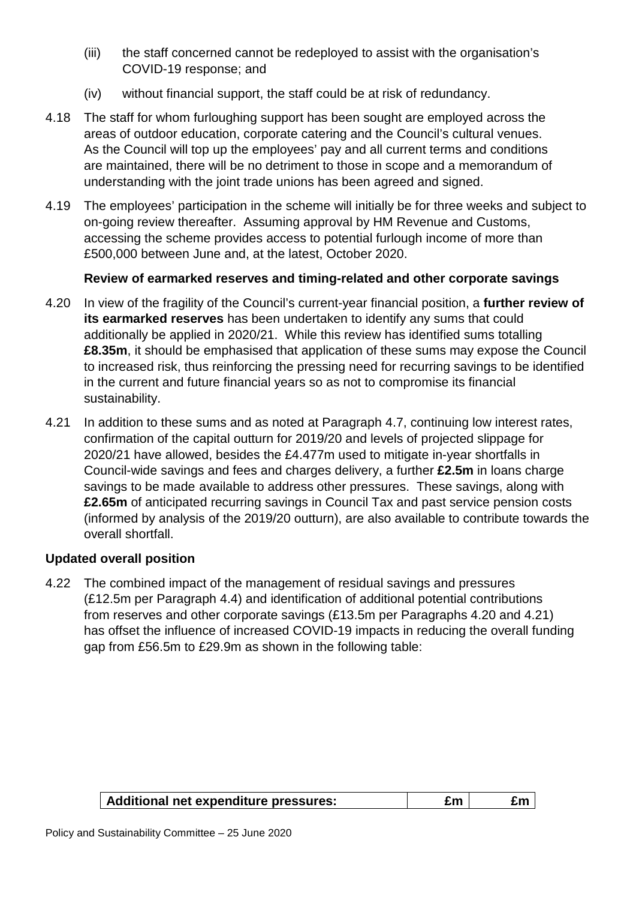(iii) the staff concerned cannot be redeployed to assist with the organisation's COVID-19 response; and

(iv) without financial support, the staff could be at risk of redundancy.

4.18 The staff for whom furloughing support has been sought are employed across the areas of outdoor education, corporate catering and the Council's cultural venues. As the Council will top up the employees' pay and all current terms and conditions are maintained, there will be no detriment to those in scope and a memorandum of understanding with the joint trade unions has been agreed and signed.

4.19 The employees' participation in the scheme will initially be for three weeks and subject to on-going review thereafter. Assuming approval by HM Revenue and Customs, accessing the scheme provides access to potential furlough income of more than £500,000 between June and, at the latest, October 2020.

**Review of earmarked reserves and timing-related and other corporate savings**

4.20 In view of the fragility of the Council's current-year financial position, a **further review of its earmarked reserves** has been undertaken to identify any sums that could additionally be applied in 2020/21. While this review has identified sums totalling **£8.35m**, it should be emphasised that application of these sums may expose the Council to increased risk, thus reinforcing the pressing need for recurring savings to be identified in the current and future financial years so as not to compromise its financial sustainability.

4.21 In addition to these sums and as noted at Paragraph 4.7, continuing low interest rates, confirmation of the capital outturn for 2019/20 and levels of projected slippage for 2020/21 have allowed, besides the £4.477m used to mitigate in-year shortfalls in Council-wide savings and fees and charges delivery, a further **£2.5m** in loans charge savings to be made available to address other pressures. These savings, along with **£2.65m** of anticipated recurring savings in Council Tax and past service pension costs (informed by analysis of the 2019/20 outturn), are also available to contribute towards the overall shortfall.

**Updated overall position**

4.22 The combined impact of the management of residual savings and pressures (£12.5m per Paragraph 4.4) and identification of additional potential contributions from reserves and other corporate savings (£13.5m per Paragraphs 4.20 and 4.21) has offset the influence of increased COVID-19 impacts in reducing the overall funding gap from £56.5m to £29.9m as shown in the following table:

| Additional net expenditure pressures: | £m | £m |
|---|---|---|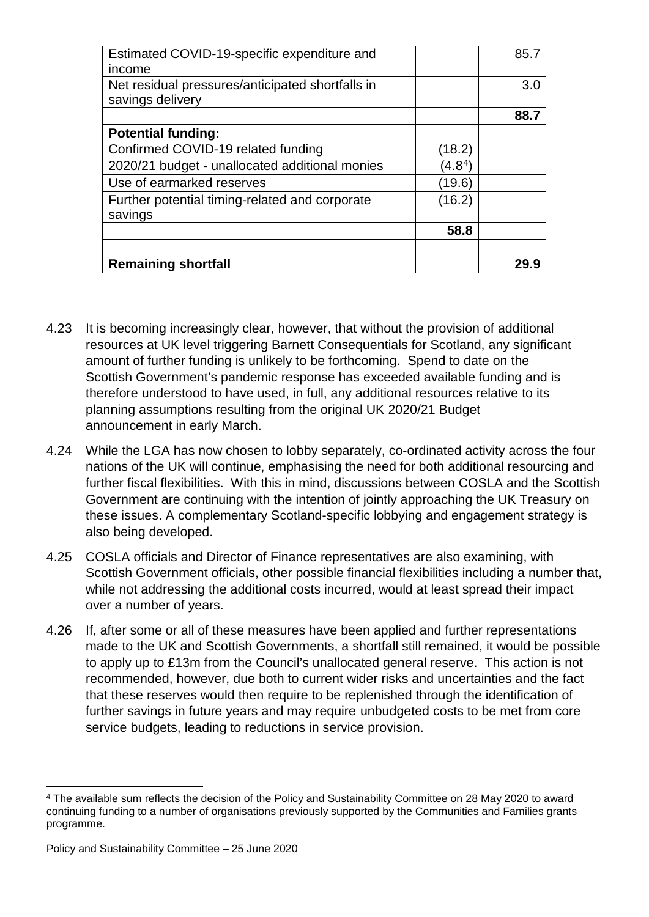| | | |
|---|---|---|
| Estimated COVID-19-specific expenditure and income | | 85.7 |
| Net residual pressures/anticipated shortfalls in savings delivery | | 3.0 |
| | | **88.7** |
| **Potential funding:** | | |
| Confirmed COVID-19 related funding | (18.2) | |
| 2020/21 budget - unallocated additional monies | (4.8[4]) | |
| Use of earmarked reserves | (19.6) | |
| Further potential timing-related and corporate savings | (16.2) | |
| | **58.8** | |
| | | |
| **Remaining shortfall** | | **29.9** |

4.23 It is becoming increasingly clear, however, that without the provision of additional resources at UK level triggering Barnett Consequentials for Scotland, any significant amount of further funding is unlikely to be forthcoming. Spend to date on the Scottish Government's pandemic response has exceeded available funding and is therefore understood to have used, in full, any additional resources relative to its planning assumptions resulting from the original UK 2020/21 Budget announcement in early March.

4.24 While the LGA has now chosen to lobby separately, co-ordinated activity across the four nations of the UK will continue, emphasising the need for both additional resourcing and further fiscal flexibilities. With this in mind, discussions between COSLA and the Scottish Government are continuing with the intention of jointly approaching the UK Treasury on these issues. A complementary Scotland-specific lobbying and engagement strategy is also being developed.

4.25 COSLA officials and Director of Finance representatives are also examining, with Scottish Government officials, other possible financial flexibilities including a number that, while not addressing the additional costs incurred, would at least spread their impact over a number of years.

4.26 If, after some or all of these measures have been applied and further representations made to the UK and Scottish Governments, a shortfall still remained, it would be possible to apply up to £13m from the Council's unallocated general reserve. This action is not recommended, however, due both to current wider risks and uncertainties and the fact that these reserves would then require to be replenished through the identification of further savings in future years and may require unbudgeted costs to be met from core service budgets, leading to reductions in service provision.

[4] The available sum reflects the decision of the Policy and Sustainability Committee on 28 May 2020 to award continuing funding to a number of organisations previously supported by the Communities and Families grants programme.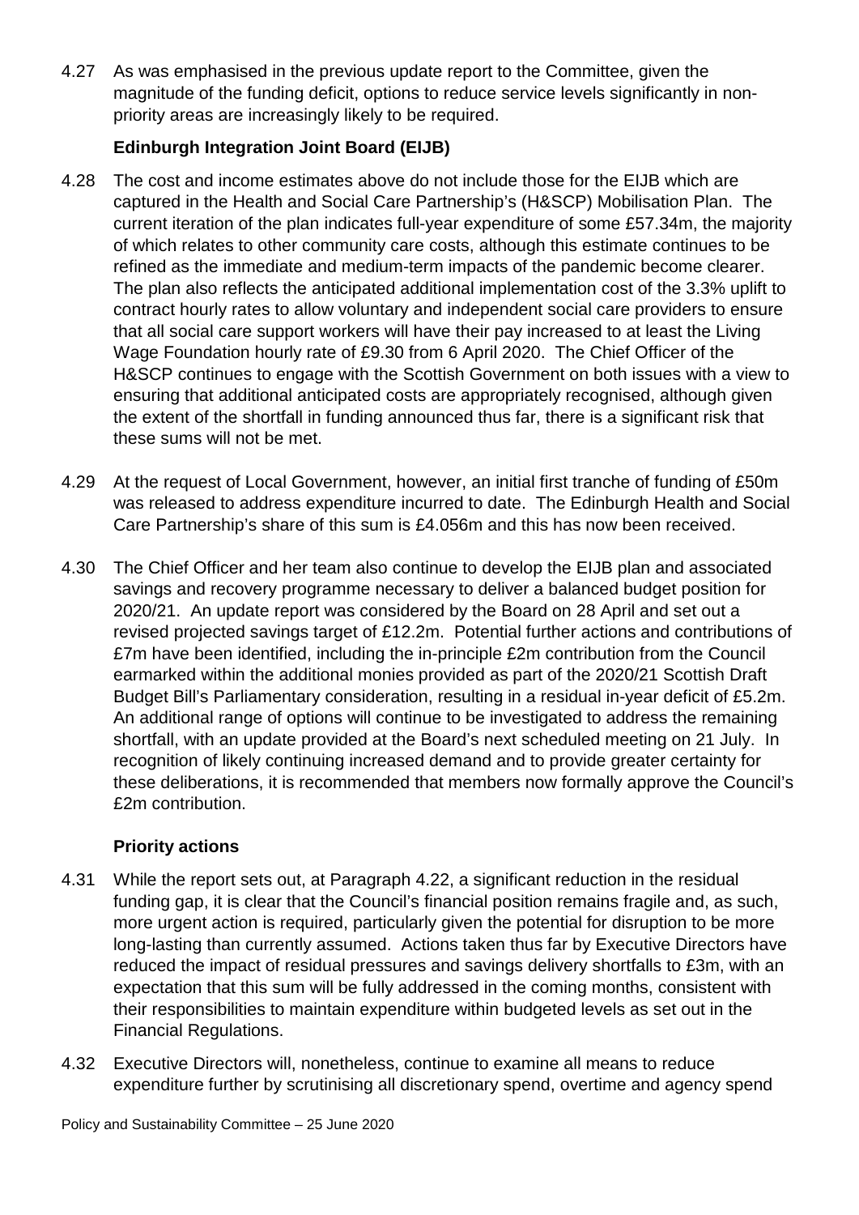4.27 As was emphasised in the previous update report to the Committee, given the magnitude of the funding deficit, options to reduce service levels significantly in non-priority areas are increasingly likely to be required.

**Edinburgh Integration Joint Board (EIJB)**

4.28 The cost and income estimates above do not include those for the EIJB which are captured in the Health and Social Care Partnership's (H&SCP) Mobilisation Plan. The current iteration of the plan indicates full-year expenditure of some £57.34m, the majority of which relates to other community care costs, although this estimate continues to be refined as the immediate and medium-term impacts of the pandemic become clearer. The plan also reflects the anticipated additional implementation cost of the 3.3% uplift to contract hourly rates to allow voluntary and independent social care providers to ensure that all social care support workers will have their pay increased to at least the Living Wage Foundation hourly rate of £9.30 from 6 April 2020. The Chief Officer of the H&SCP continues to engage with the Scottish Government on both issues with a view to ensuring that additional anticipated costs are appropriately recognised, although given the extent of the shortfall in funding announced thus far, there is a significant risk that these sums will not be met.

4.29 At the request of Local Government, however, an initial first tranche of funding of £50m was released to address expenditure incurred to date. The Edinburgh Health and Social Care Partnership's share of this sum is £4.056m and this has now been received.

4.30 The Chief Officer and her team also continue to develop the EIJB plan and associated savings and recovery programme necessary to deliver a balanced budget position for 2020/21. An update report was considered by the Board on 28 April and set out a revised projected savings target of £12.2m. Potential further actions and contributions of £7m have been identified, including the in-principle £2m contribution from the Council earmarked within the additional monies provided as part of the 2020/21 Scottish Draft Budget Bill's Parliamentary consideration, resulting in a residual in-year deficit of £5.2m. An additional range of options will continue to be investigated to address the remaining shortfall, with an update provided at the Board's next scheduled meeting on 21 July. In recognition of likely continuing increased demand and to provide greater certainty for these deliberations, it is recommended that members now formally approve the Council's £2m contribution.

**Priority actions**

4.31 While the report sets out, at Paragraph 4.22, a significant reduction in the residual funding gap, it is clear that the Council's financial position remains fragile and, as such, more urgent action is required, particularly given the potential for disruption to be more long-lasting than currently assumed. Actions taken thus far by Executive Directors have reduced the impact of residual pressures and savings delivery shortfalls to £3m, with an expectation that this sum will be fully addressed in the coming months, consistent with their responsibilities to maintain expenditure within budgeted levels as set out in the Financial Regulations.

4.32 Executive Directors will, nonetheless, continue to examine all means to reduce expenditure further by scrutinising all discretionary spend, overtime and agency spend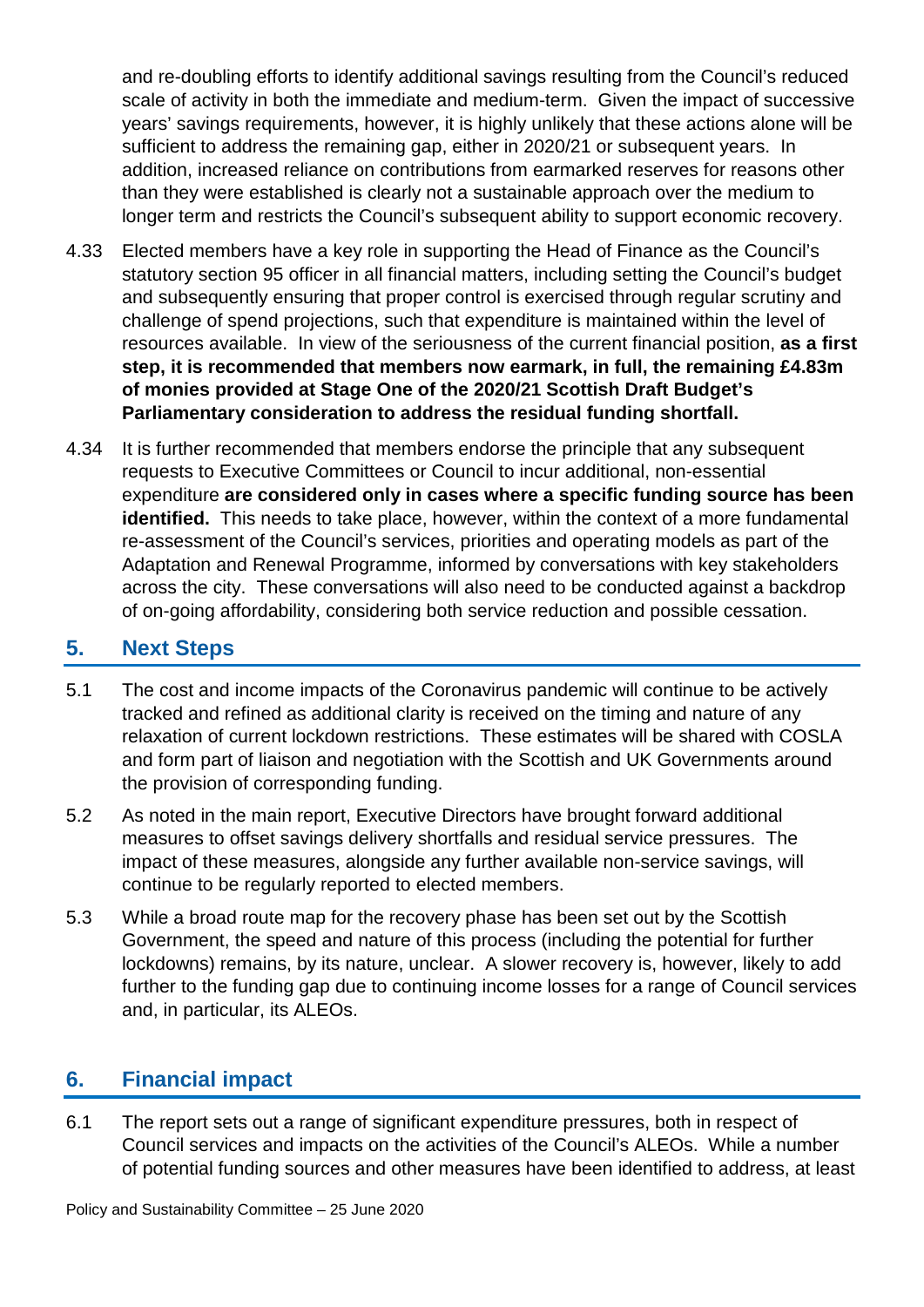and re-doubling efforts to identify additional savings resulting from the Council's reduced scale of activity in both the immediate and medium-term. Given the impact of successive years' savings requirements, however, it is highly unlikely that these actions alone will be sufficient to address the remaining gap, either in 2020/21 or subsequent years. In addition, increased reliance on contributions from earmarked reserves for reasons other than they were established is clearly not a sustainable approach over the medium to longer term and restricts the Council's subsequent ability to support economic recovery.

4.33 Elected members have a key role in supporting the Head of Finance as the Council's statutory section 95 officer in all financial matters, including setting the Council's budget and subsequently ensuring that proper control is exercised through regular scrutiny and challenge of spend projections, such that expenditure is maintained within the level of resources available. In view of the seriousness of the current financial position, **as a first step, it is recommended that members now earmark, in full, the remaining £4.83m of monies provided at Stage One of the 2020/21 Scottish Draft Budget's Parliamentary consideration to address the residual funding shortfall.**

4.34 It is further recommended that members endorse the principle that any subsequent requests to Executive Committees or Council to incur additional, non-essential expenditure **are considered only in cases where a specific funding source has been identified.** This needs to take place, however, within the context of a more fundamental re-assessment of the Council's services, priorities and operating models as part of the Adaptation and Renewal Programme, informed by conversations with key stakeholders across the city. These conversations will also need to be conducted against a backdrop of on-going affordability, considering both service reduction and possible cessation.

## 5. Next Steps

5.1 The cost and income impacts of the Coronavirus pandemic will continue to be actively tracked and refined as additional clarity is received on the timing and nature of any relaxation of current lockdown restrictions. These estimates will be shared with COSLA and form part of liaison and negotiation with the Scottish and UK Governments around the provision of corresponding funding.

5.2 As noted in the main report, Executive Directors have brought forward additional measures to offset savings delivery shortfalls and residual service pressures. The impact of these measures, alongside any further available non-service savings, will continue to be regularly reported to elected members.

5.3 While a broad route map for the recovery phase has been set out by the Scottish Government, the speed and nature of this process (including the potential for further lockdowns) remains, by its nature, unclear. A slower recovery is, however, likely to add further to the funding gap due to continuing income losses for a range of Council services and, in particular, its ALEOs.

## 6. Financial impact

6.1 The report sets out a range of significant expenditure pressures, both in respect of Council services and impacts on the activities of the Council's ALEOs. While a number of potential funding sources and other measures have been identified to address, at least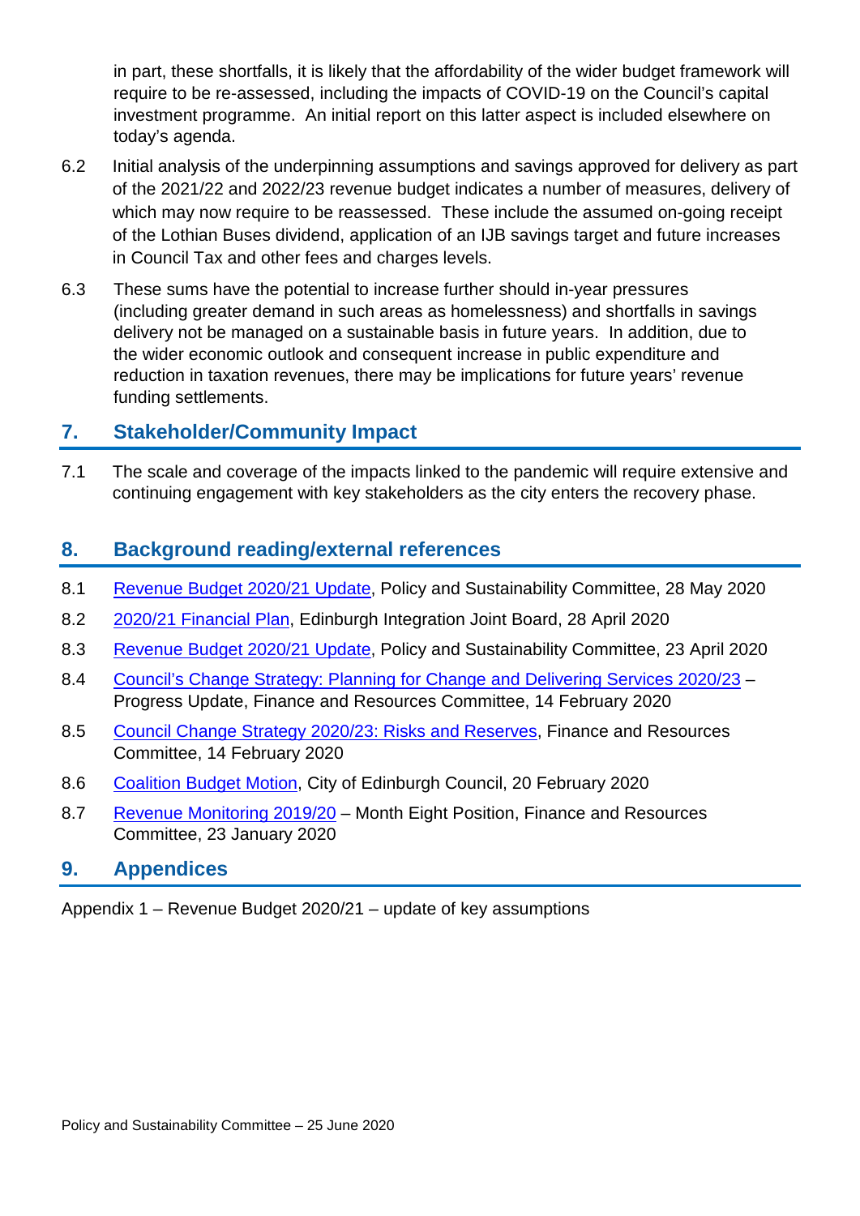in part, these shortfalls, it is likely that the affordability of the wider budget framework will require to be re-assessed, including the impacts of COVID-19 on the Council's capital investment programme. An initial report on this latter aspect is included elsewhere on today's agenda.

6.2 Initial analysis of the underpinning assumptions and savings approved for delivery as part of the 2021/22 and 2022/23 revenue budget indicates a number of measures, delivery of which may now require to be reassessed. These include the assumed on-going receipt of the Lothian Buses dividend, application of an IJB savings target and future increases in Council Tax and other fees and charges levels.

6.3 These sums have the potential to increase further should in-year pressures (including greater demand in such areas as homelessness) and shortfalls in savings delivery not be managed on a sustainable basis in future years. In addition, due to the wider economic outlook and consequent increase in public expenditure and reduction in taxation revenues, there may be implications for future years' revenue funding settlements.

## 7. Stakeholder/Community Impact

7.1 The scale and coverage of the impacts linked to the pandemic will require extensive and continuing engagement with key stakeholders as the city enters the recovery phase.

## 8. Background reading/external references

8.1 Revenue Budget 2020/21 Update, Policy and Sustainability Committee, 28 May 2020

8.2 2020/21 Financial Plan, Edinburgh Integration Joint Board, 28 April 2020

8.3 Revenue Budget 2020/21 Update, Policy and Sustainability Committee, 23 April 2020

8.4 Council's Change Strategy: Planning for Change and Delivering Services 2020/23 – Progress Update, Finance and Resources Committee, 14 February 2020

8.5 Council Change Strategy 2020/23: Risks and Reserves, Finance and Resources Committee, 14 February 2020

8.6 Coalition Budget Motion, City of Edinburgh Council, 20 February 2020

8.7 Revenue Monitoring 2019/20 – Month Eight Position, Finance and Resources Committee, 23 January 2020

## 9. Appendices

Appendix 1 – Revenue Budget 2020/21 – update of key assumptions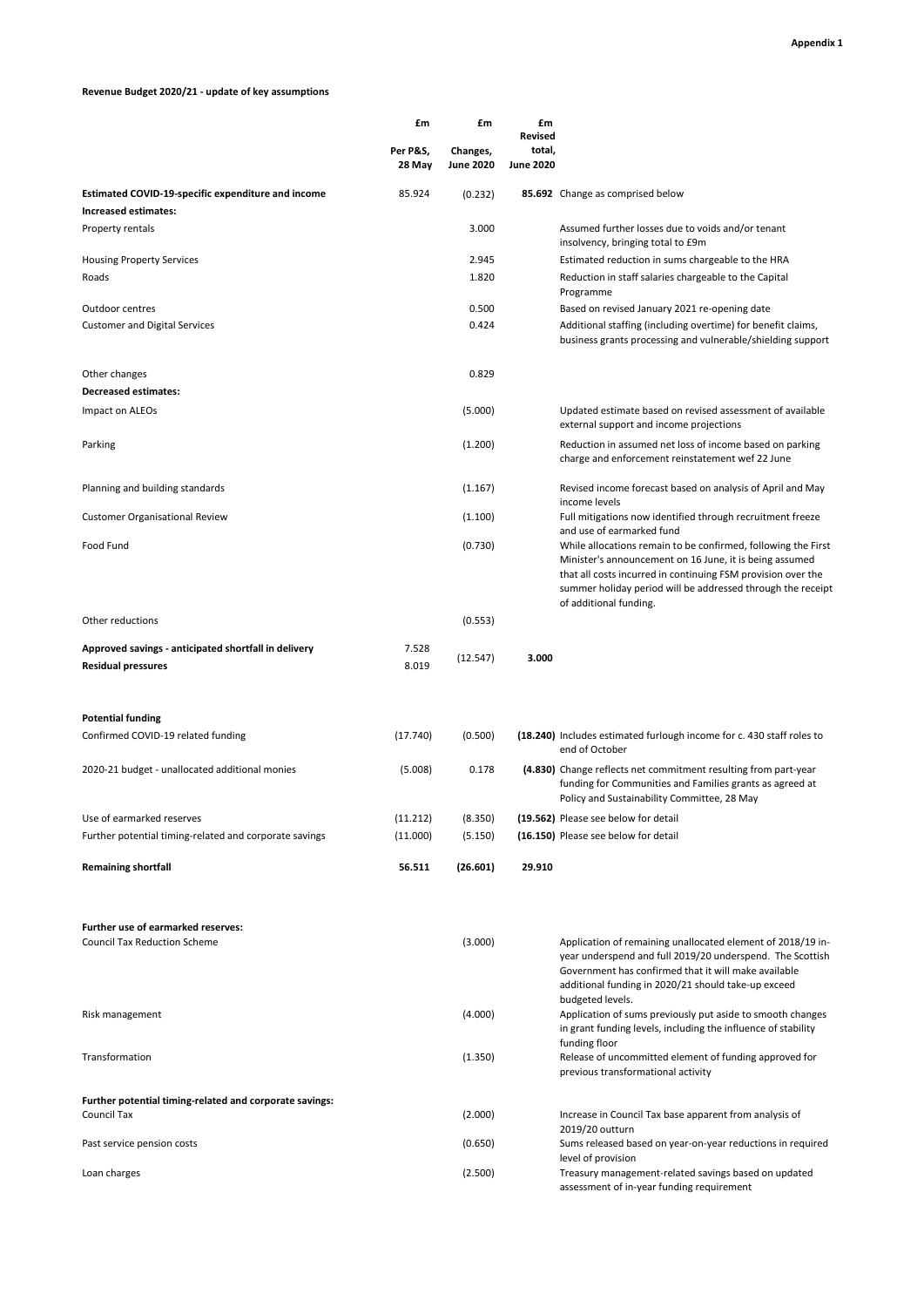**Appendix 1**

**Revenue Budget 2020/21 - update of key assumptions**

| | £m Per P&S, 28 May | £m Changes, June 2020 | £m Revised total, June 2020 | |
|---|---|---|---|---|
| **Estimated COVID-19-specific expenditure and income** | 85.924 | (0.232) | **85.692** | Change as comprised below |
| **Increased estimates:** | | | | |
| Property rentals | | 3.000 | | Assumed further losses due to voids and/or tenant insolvency, bringing total to £9m |
| Housing Property Services | | 2.945 | | Estimated reduction in sums chargeable to the HRA |
| Roads | | 1.820 | | Reduction in staff salaries chargeable to the Capital Programme |
| Outdoor centres | | 0.500 | | Based on revised January 2021 re-opening date |
| Customer and Digital Services | | 0.424 | | Additional staffing (including overtime) for benefit claims, business grants processing and vulnerable/shielding support |
| Other changes | | 0.829 | | |
| **Decreased estimates:** | | | | |
| Impact on ALEOs | | (5.000) | | Updated estimate based on revised assessment of available external support and income projections |
| Parking | | (1.200) | | Reduction in assumed net loss of income based on parking charge and enforcement reinstatement wef 22 June |
| Planning and building standards | | (1.167) | | Revised income forecast based on analysis of April and May income levels |
| Customer Organisational Review | | (1.100) | | Full mitigations now identified through recruitment freeze and use of earmarked fund |
| Food Fund | | (0.730) | | While allocations remain to be confirmed, following the First Minister's announcement on 16 June, it is being assumed that all costs incurred in continuing FSM provision over the summer holiday period will be addressed through the receipt of additional funding. |
| Other reductions | | (0.553) | | |
| **Approved savings - anticipated shortfall in delivery** | 7.528 | (12.547) | 3.000 | |
| **Residual pressures** | 8.019 | | | |
| | | | | |
| **Potential funding** | | | | |
| Confirmed COVID-19 related funding | (17.740) | (0.500) | **(18.240)** | Includes estimated furlough income for c. 430 staff roles to end of October |
| 2020-21 budget - unallocated additional monies | (5.008) | 0.178 | **(4.830)** | Change reflects net commitment resulting from part-year funding for Communities and Families grants as agreed at Policy and Sustainability Committee, 28 May |
| Use of earmarked reserves | (11.212) | (8.350) | **(19.562)** | Please see below for detail |
| Further potential timing-related and corporate savings | (11.000) | (5.150) | **(16.150)** | Please see below for detail |
| **Remaining shortfall** | **56.511** | **(26.601)** | **29.910** | |
| | | | | |
| **Further use of earmarked reserves:** | | | | |
| Council Tax Reduction Scheme | | (3.000) | | Application of remaining unallocated element of 2018/19 in-year underspend and full 2019/20 underspend. The Scottish Government has confirmed that it will make available additional funding in 2020/21 should take-up exceed budgeted levels. |
| Risk management | | (4.000) | | Application of sums previously put aside to smooth changes in grant funding levels, including the influence of stability funding floor |
| Transformation | | (1.350) | | Release of uncommitted element of funding approved for previous transformational activity |
| | | | | |
| **Further potential timing-related and corporate savings:** | | | | |
| Council Tax | | (2.000) | | Increase in Council Tax base apparent from analysis of 2019/20 outturn |
| Past service pension costs | | (0.650) | | Sums released based on year-on-year reductions in required level of provision |
| Loan charges | | (2.500) | | Treasury management-related savings based on updated assessment of in-year funding requirement |